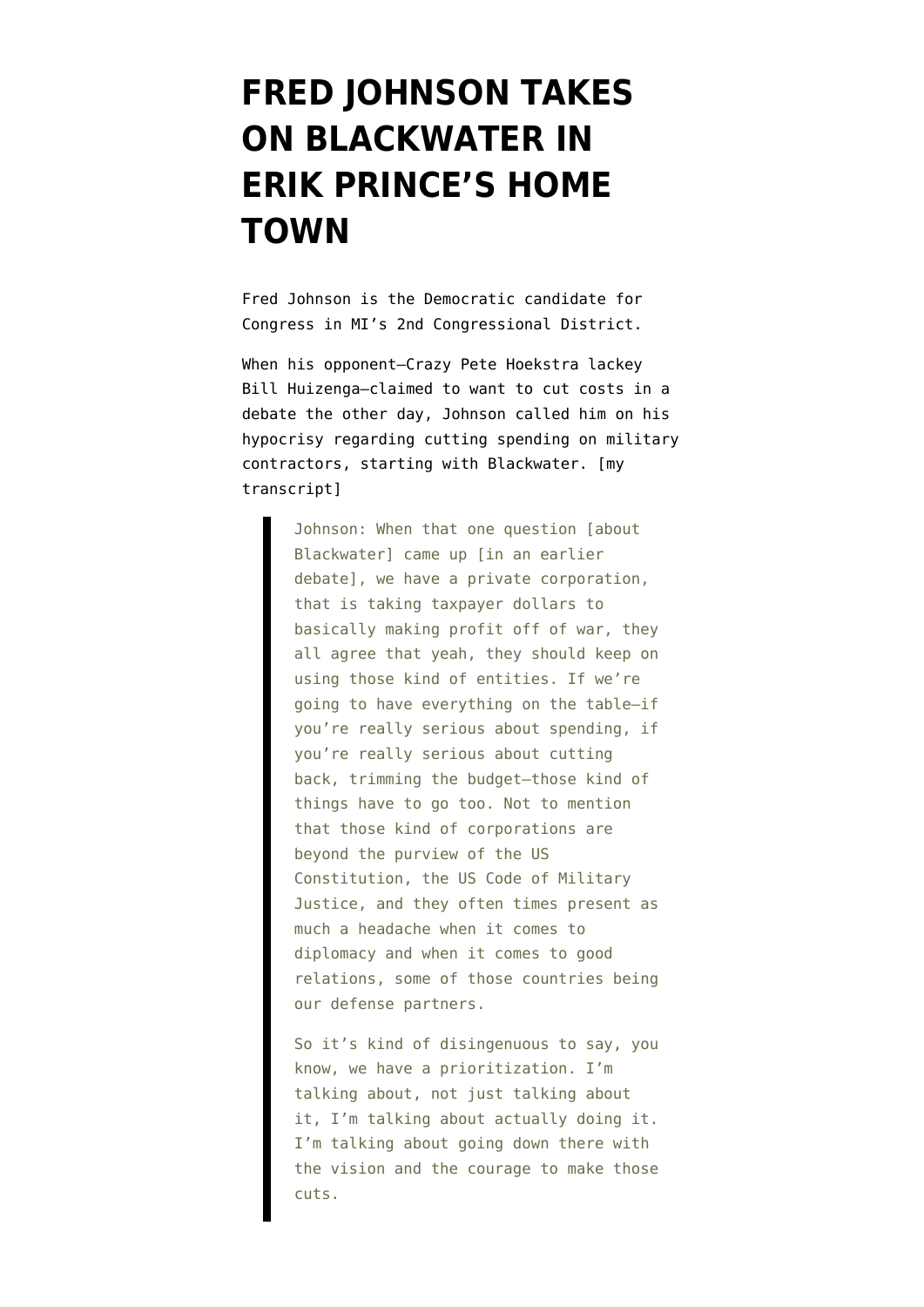# FRED JOHNSON TAKES ON BLACKWATER IN ERIK PRINCE'S HOME TOWN

Fred Johnson is the Democratic candidate for Congress in MI's 2nd Congressional District.

When his opponent–Crazy Pete Hoekstra lackey Bill Huizenga–claimed to want to cut costs in a debate the other day, Johnson called him on his hypocrisy regarding cutting spending on military contractors, starting with Blackwater. [my transcript]

> Johnson: When that one question [about Blackwater] came up [in an earlier debate], we have a private corporation, that is taking taxpayer dollars to basically making profit off of war, they all agree that yeah, they should keep on using those kind of entities. If we're going to have everything on the table–if you're really serious about spending, if you're really serious about cutting back, trimming the budget–those kind of things have to go too. Not to mention that those kind of corporations are beyond the purview of the US Constitution, the US Code of Military Justice, and they often times present as much a headache when it comes to diplomacy and when it comes to good relations, some of those countries being our defense partners.
>
> So it's kind of disingenuous to say, you know, we have a prioritization. I'm talking about, not just talking about it, I'm talking about actually doing it. I'm talking about going down there with the vision and the courage to make those cuts.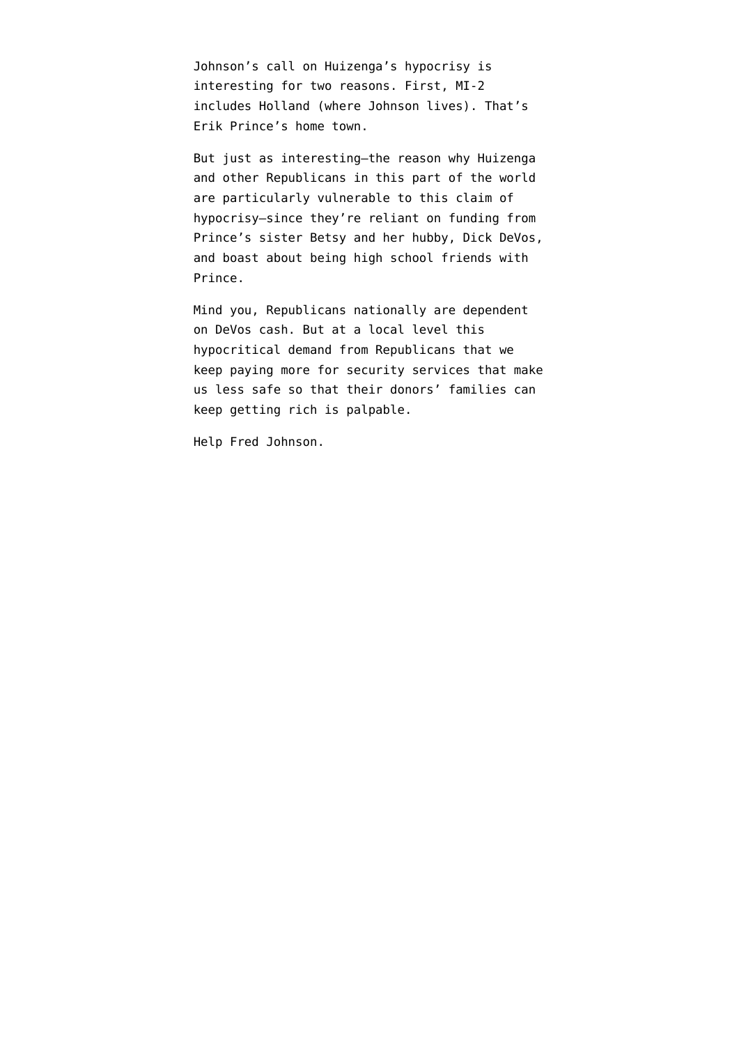Johnson's call on Huizenga's hypocrisy is interesting for two reasons. First, MI-2 includes Holland (where Johnson lives). That's Erik Prince's home town.

But just as interesting—the reason why Huizenga and other Republicans in this part of the world are particularly vulnerable to this claim of hypocrisy—since they're reliant on funding from Prince's sister Betsy and her hubby, Dick DeVos, and boast about being high school friends with Prince.

Mind you, Republicans nationally are dependent on DeVos cash. But at a local level this hypocritical demand from Republicans that we keep paying more for security services that make us less safe so that their donors' families can keep getting rich is palpable.

Help Fred Johnson.